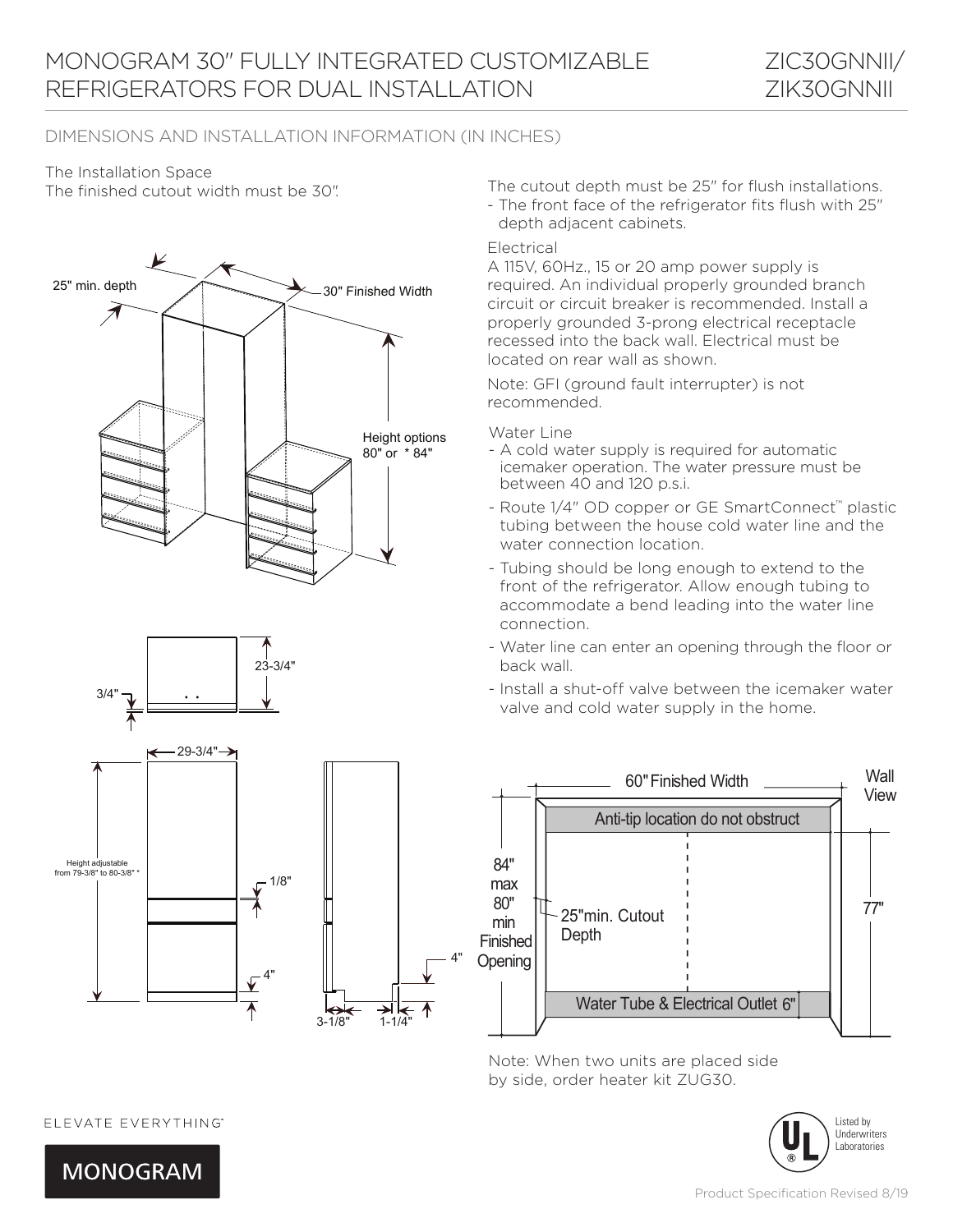# MONOGRAM 30" FULLY INTEGRATED CUSTOMIZABLE REFRIGERATORS FOR DUAL INSTALLATION

ZIC30GNNII/
ZIK30GNNII

## DIMENSIONS AND INSTALLATION INFORMATION (IN INCHES)

The Installation Space
The finished cutout width must be 30".

25" min. depth

30" Finished Width

Height options
80" or * 84"

3/4"

23-3/4"

29-3/4"

Height adjustable from 79-3/8" to 80-3/8" *

1/8"

4"

4"

3-1/8"

1-1/4"

The cutout depth must be 25" for flush installations.

- The front face of the refrigerator fits flush with 25" depth adjacent cabinets.

Electrical

A 115V, 60Hz., 15 or 20 amp power supply is required. An individual properly grounded branch circuit or circuit breaker is recommended. Install a properly grounded 3-prong electrical receptacle recessed into the back wall. Electrical must be located on rear wall as shown.

Note: GFI (ground fault interrupter) is not recommended.

Water Line

- A cold water supply is required for automatic icemaker operation. The water pressure must be between 40 and 120 p.s.i.
- Route 1/4" OD copper or GE SmartConnect™ plastic tubing between the house cold water line and the water connection location.
- Tubing should be long enough to extend to the front of the refrigerator. Allow enough tubing to accommodate a bend leading into the water line connection.
- Water line can enter an opening through the floor or back wall.
- Install a shut-off valve between the icemaker water valve and cold water supply in the home.

60" Finished Width

Wall View

Anti-tip location do not obstruct

84" max 80" min Finished Opening

25"min. Cutout Depth

77"

Water Tube & Electrical Outlet 6"

Note: When two units are placed side by side, order heater kit ZUG30.

ELEVATE EVERYTHING™

MONOGRAM

Listed by Underwriters Laboratories

Product Specification Revised 8/19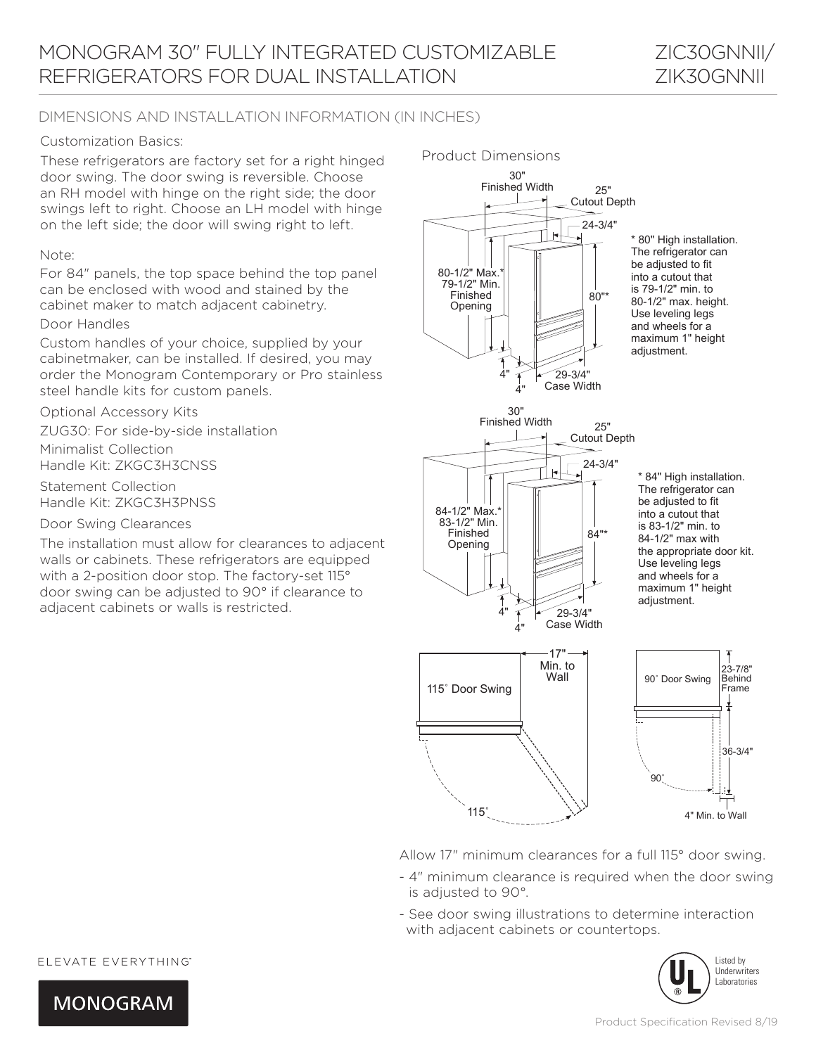# MONOGRAM 30" FULLY INTEGRATED CUSTOMIZABLE REFRIGERATORS FOR DUAL INSTALLATION

ZIC30GNNII/ ZIK30GNNII

## DIMENSIONS AND INSTALLATION INFORMATION (IN INCHES)

Customization Basics:

These refrigerators are factory set for a right hinged door swing. The door swing is reversible. Choose an RH model with hinge on the right side; the door swings left to right. Choose an LH model with hinge on the left side; the door will swing right to left.

Note:

For 84" panels, the top space behind the top panel can be enclosed with wood and stained by the cabinet maker to match adjacent cabinetry.

Door Handles

Custom handles of your choice, supplied by your cabinetmaker, can be installed. If desired, you may order the Monogram Contemporary or Pro stainless steel handle kits for custom panels.

Optional Accessory Kits

ZUG30: For side-by-side installation

Minimalist Collection
Handle Kit: ZKGC3H3CNSS

Statement Collection
Handle Kit: ZKGC3H3PNSS

Door Swing Clearances

The installation must allow for clearances to adjacent walls or cabinets. These refrigerators are equipped with a 2-position door stop. The factory-set 115° door swing can be adjusted to 90° if clearance to adjacent cabinets or walls is restricted.

Product Dimensions

30" Finished Width
25" Cutout Depth
24-3/4"
80-1/2" Max.* 79-1/2" Min. Finished Opening
80"*
4"
4"
29-3/4" Case Width

* 80" High installation. The refrigerator can be adjusted to fit into a cutout that is 79-1/2" min. to 80-1/2" max. height. Use leveling legs and wheels for a maximum 1" height adjustment.

30" Finished Width
25" Cutout Depth
24-3/4"
84-1/2" Max.* 83-1/2" Min. Finished Opening
84"*
4"
4"
29-3/4" Case Width

* 84" High installation. The refrigerator can be adjusted to fit into a cutout that is 83-1/2" min. to 84-1/2" max with the appropriate door kit. Use leveling legs and wheels for a maximum 1" height adjustment.

115˚ Door Swing
17" Min. to Wall
115˚

90˚ Door Swing
23-7/8" Behind Frame
36-3/4"
90˚
4" Min. to Wall

Allow 17" minimum clearances for a full 115° door swing.

- 4" minimum clearance is required when the door swing is adjusted to 90°.
- See door swing illustrations to determine interaction with adjacent cabinets or countertops.

ELEVATE EVERYTHING

MONOGRAM

Listed by Underwriters Laboratories

Product Specification Revised 8/19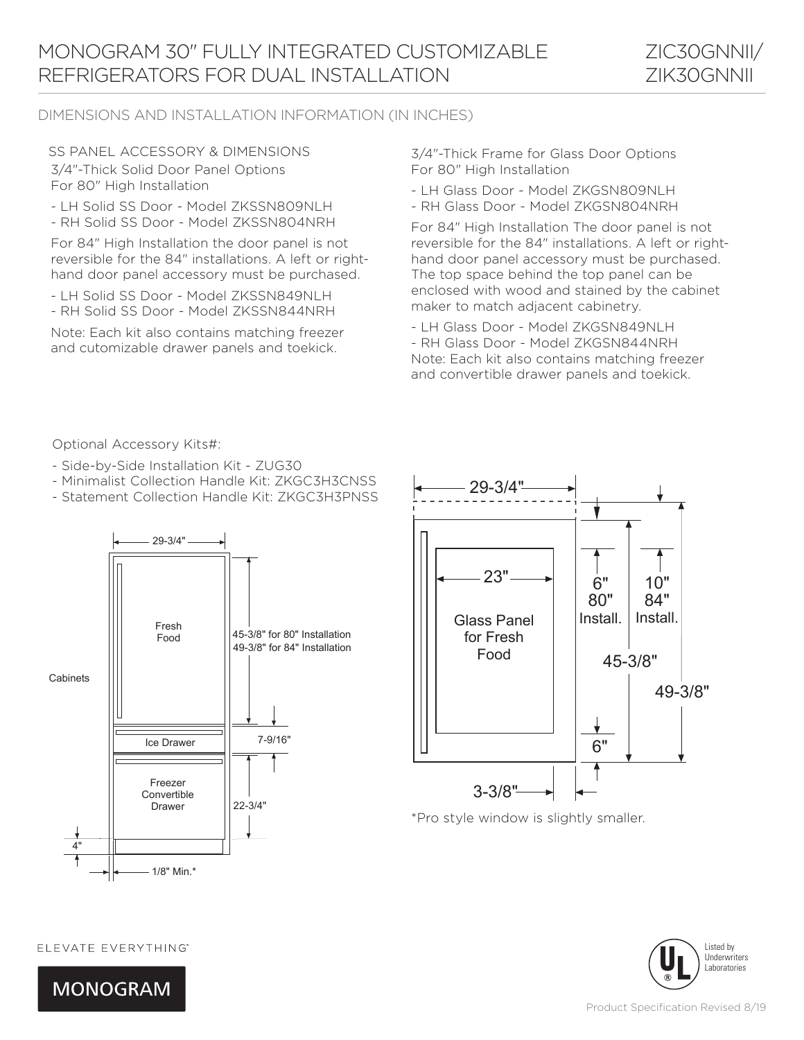# MONOGRAM 30" FULLY INTEGRATED CUSTOMIZABLE REFRIGERATORS FOR DUAL INSTALLATION

ZIC30GNNII/
ZIK30GNNII

## DIMENSIONS AND INSTALLATION INFORMATION (IN INCHES)

### SS PANEL ACCESSORY & DIMENSIONS

3/4"-Thick Solid Door Panel Options
For 80" High Installation

- LH Solid SS Door - Model ZKSSN809NLH
- RH Solid SS Door - Model ZKSSN804NRH

For 84" High Installation the door panel is not reversible for the 84" installations. A left or right-hand door panel accessory must be purchased.

- LH Solid SS Door - Model ZKSSN849NLH
- RH Solid SS Door - Model ZKSSN844NRH

Note: Each kit also contains matching freezer and cutomizable drawer panels and toekick.

3/4"-Thick Frame for Glass Door Options
For 80" High Installation

- LH Glass Door - Model ZKGSN809NLH
- RH Glass Door - Model ZKGSN804NRH

For 84" High Installation The door panel is not reversible for the 84" installations. A left or right-hand door panel accessory must be purchased. The top space behind the top panel can be enclosed with wood and stained by the cabinet maker to match adjacent cabinetry.

- LH Glass Door - Model ZKGSN849NLH
- RH Glass Door - Model ZKGSN844NRH

Note: Each kit also contains matching freezer and convertible drawer panels and toekick.

Optional Accessory Kits#:

- Side-by-Side Installation Kit - ZUG30
- Minimalist Collection Handle Kit: ZKGC3H3CNSS
- Statement Collection Handle Kit: ZKGC3H3PNSS

Cabinets

29-3/4"

Fresh Food

45-3/8" for 80" Installation
49-3/8" for 84" Installation

Ice Drawer

7-9/16"

Freezer Convertible Drawer

22-3/4"

4"

1/8" Min.*

29-3/4"

23"

Glass Panel for Fresh Food

6" 80" Install.

10" 84" Install.

45-3/8"

49-3/8"

6"

3-3/8"

*Pro style window is slightly smaller.

ELEVATE EVERYTHING

MONOGRAM

Listed by Underwriters Laboratories

Product Specification Revised 8/19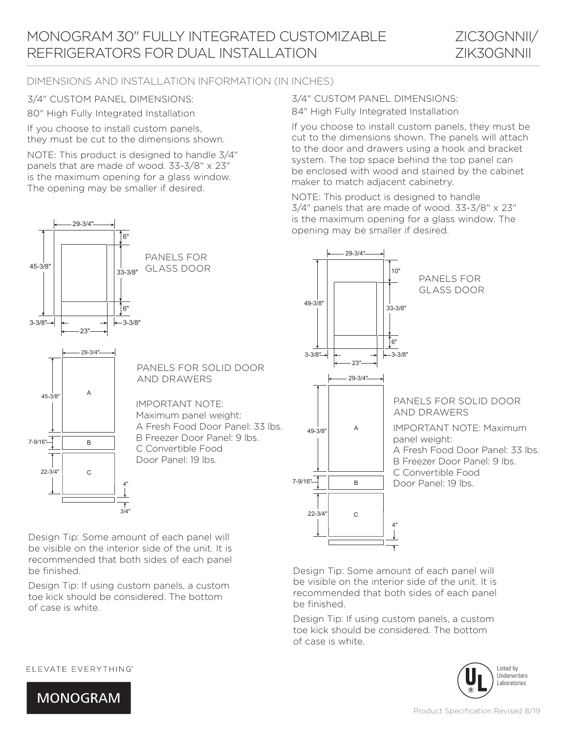# MONOGRAM 30" FULLY INTEGRATED CUSTOMIZABLE REFRIGERATORS FOR DUAL INSTALLATION

ZIC30GNNII/ ZIK30GNNII

## DIMENSIONS AND INSTALLATION INFORMATION (IN INCHES)

### 3/4" CUSTOM PANEL DIMENSIONS:

80" High Fully Integrated Installation

If you choose to install custom panels, they must be cut to the dimensions shown.

NOTE: This product is designed to handle 3/4" panels that are made of wood. 33-3/8" x 23" is the maximum opening for a glass window. The opening may be smaller if desired.

29-3/4"
6"
45-3/8"
33-3/8"
6"
3-3/8"
23"
3-3/8"

PANELS FOR GLASS DOOR

29-3/4"
45-3/8"
A
7-9/16"
B
22-3/4"
C
4"
3/4"

PANELS FOR SOLID DOOR AND DRAWERS

IMPORTANT NOTE:
Maximum panel weight:
A Fresh Food Door Panel: 33 lbs.
B Freezer Door Panel: 9 lbs.
C Convertible Food Door Panel: 19 lbs.

Design Tip: Some amount of each panel will be visible on the interior side of the unit. It is recommended that both sides of each panel be finished.

Design Tip: If using custom panels, a custom toe kick should be considered. The bottom of case is white.

### 3/4" CUSTOM PANEL DIMENSIONS:

84" High Fully Integrated Installation

If you choose to install custom panels, they must be cut to the dimensions shown. The panels will attach to the door and drawers using a hook and bracket system. The top space behind the top panel can be enclosed with wood and stained by the cabinet maker to match adjacent cabinetry.

NOTE: This product is designed to handle 3/4" panels that are made of wood. 33-3/8" x 23" is the maximum opening for a glass window. The opening may be smaller if desired.

29-3/4"
10"
49-3/8"
33-3/8"
6"
3-3/8"
23"
3-3/8"

PANELS FOR GLASS DOOR

29-3/4"
49-3/8"
A
7-9/16"
B
22-3/4"
C
4"

PANELS FOR SOLID DOOR AND DRAWERS

IMPORTANT NOTE: Maximum panel weight:
A Fresh Food Door Panel: 33 lbs.
B Freezer Door Panel: 9 lbs.
C Convertible Food Door Panel: 19 lbs.

Design Tip: Some amount of each panel will be visible on the interior side of the unit. It is recommended that both sides of each panel be finished.

Design Tip: If using custom panels, a custom toe kick should be considered. The bottom of case is white.

ELEVATE EVERYTHING™

MONOGRAM

Listed by Underwriters Laboratories

Product Specification Revised 8/19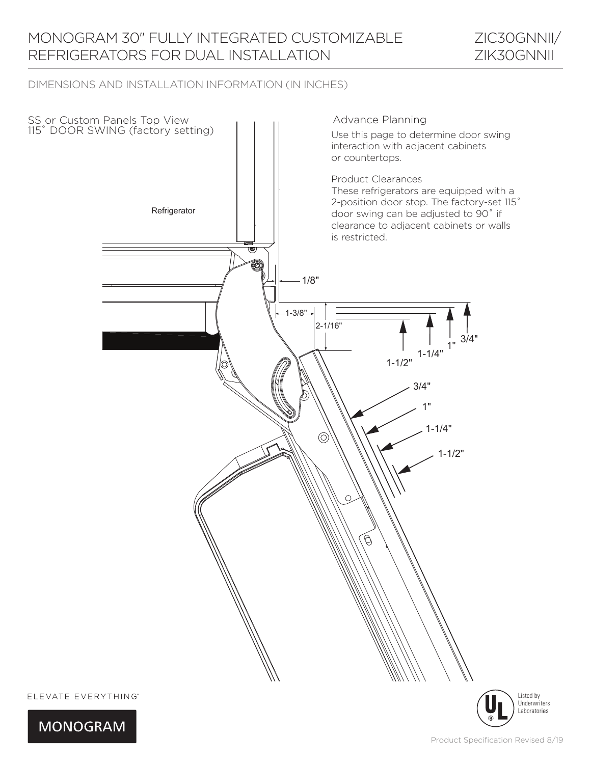# MONOGRAM 30" FULLY INTEGRATED CUSTOMIZABLE REFRIGERATORS FOR DUAL INSTALLATION

ZIC30GNNII/ ZIK30GNNII

DIMENSIONS AND INSTALLATION INFORMATION (IN INCHES)

SS or Custom Panels Top View
115˚ DOOR SWING (factory setting)

Refrigerator

1/8"

1-3/8"

2-1/16"

1-1/2"

1-1/4"

1"

3/4"

3/4"

1"

1-1/4"

1-1/2"

## Advance Planning

Use this page to determine door swing interaction with adjacent cabinets or countertops.

Product Clearances
These refrigerators are equipped with a 2-position door stop. The factory-set 115˚ door swing can be adjusted to 90˚ if clearance to adjacent cabinets or walls is restricted.

ELEVATE EVERYTHING™

MONOGRAM

Listed by Underwriters Laboratories

Product Specification Revised 8/19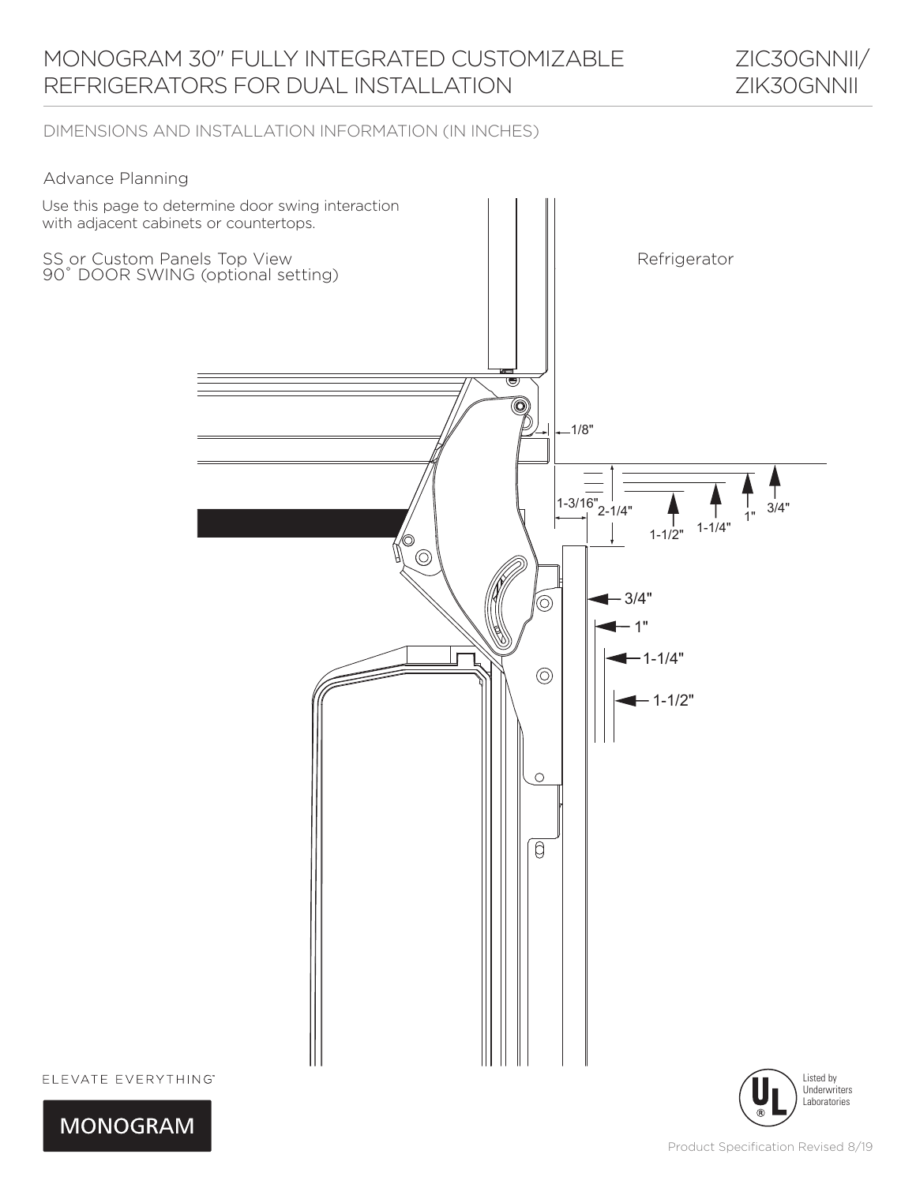# MONOGRAM 30" FULLY INTEGRATED CUSTOMIZABLE REFRIGERATORS FOR DUAL INSTALLATION

ZIC30GNNII/ ZIK30GNNII

DIMENSIONS AND INSTALLATION INFORMATION (IN INCHES)

## Advance Planning

Use this page to determine door swing interaction with adjacent cabinets or countertops.

SS or Custom Panels Top View
90˚ DOOR SWING (optional setting)

Refrigerator

1/8"

1-3/16"

2-1/4"

1-1/2"

1-1/4"

1"

3/4"

3/4"

1"

1-1/4"

1-1/2"

ELEVATE EVERYTHING™

MONOGRAM

Listed by Underwriters Laboratories

Product Specification Revised 8/19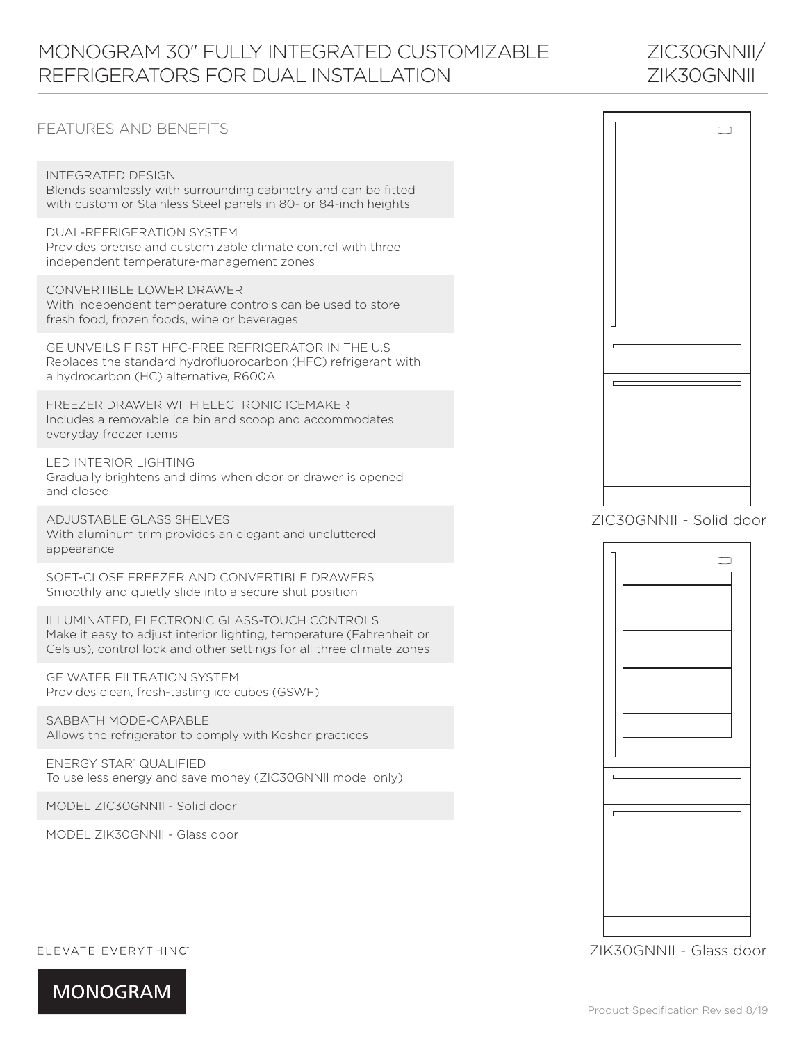# MONOGRAM 30" FULLY INTEGRATED CUSTOMIZABLE REFRIGERATORS FOR DUAL INSTALLATION

ZIC30GNNII/
ZIK30GNNII

## FEATURES AND BENEFITS

INTEGRATED DESIGN
Blends seamlessly with surrounding cabinetry and can be fitted with custom or Stainless Steel panels in 80- or 84-inch heights

DUAL-REFRIGERATION SYSTEM
Provides precise and customizable climate control with three independent temperature-management zones

CONVERTIBLE LOWER DRAWER
With independent temperature controls can be used to store fresh food, frozen foods, wine or beverages

GE UNVEILS FIRST HFC-FREE REFRIGERATOR IN THE U.S
Replaces the standard hydrofluorocarbon (HFC) refrigerant with a hydrocarbon (HC) alternative, R600A

FREEZER DRAWER WITH ELECTRONIC ICEMAKER
Includes a removable ice bin and scoop and accommodates everyday freezer items

LED INTERIOR LIGHTING
Gradually brightens and dims when door or drawer is opened and closed

ADJUSTABLE GLASS SHELVES
With aluminum trim provides an elegant and uncluttered appearance

SOFT-CLOSE FREEZER AND CONVERTIBLE DRAWERS
Smoothly and quietly slide into a secure shut position

ILLUMINATED, ELECTRONIC GLASS-TOUCH CONTROLS
Make it easy to adjust interior lighting, temperature (Fahrenheit or Celsius), control lock and other settings for all three climate zones

GE WATER FILTRATION SYSTEM
Provides clean, fresh-tasting ice cubes (GSWF)

SABBATH MODE-CAPABLE
Allows the refrigerator to comply with Kosher practices

ENERGY STAR® QUALIFIED
To use less energy and save money (ZIC30GNNII model only)

MODEL ZIC30GNNII - Solid door

MODEL ZIK30GNNII - Glass door

ZIC30GNNII - Solid door

ZIK30GNNII - Glass door

ELEVATE EVERYTHING™

MONOGRAM

Product Specification Revised 8/19